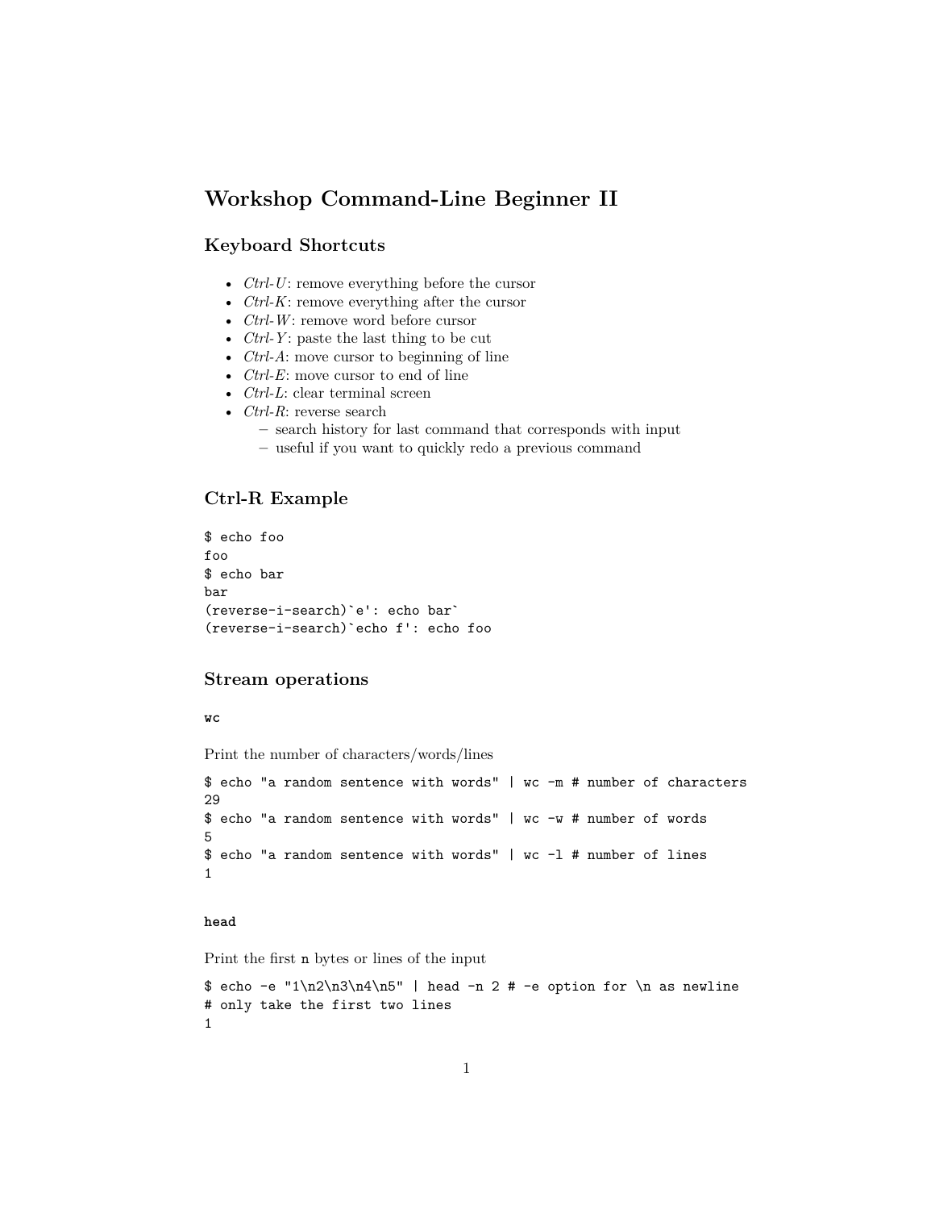# Workshop Command-Line Beginner II

## Keyboard Shortcuts

- *Ctrl-U*: remove everything before the cursor
- *Ctrl-K*: remove everything after the cursor
- *Ctrl-W*: remove word before cursor
- *Ctrl-Y*: paste the last thing to be cut
- *Ctrl-A*: move cursor to beginning of line
- *Ctrl-E*: move cursor to end of line
- *Ctrl-L*: clear terminal screen
- *Ctrl-R*: reverse search
  - search history for last command that corresponds with input
  - useful if you want to quickly redo a previous command

## Ctrl-R Example

```
$ echo foo
foo
$ echo bar
bar
(reverse-i-search)`e': echo bar`
(reverse-i-search)`echo f': echo foo
```

## Stream operations

### `wc`

Print the number of characters/words/lines

```
$ echo "a random sentence with words" | wc -m # number of characters
29
$ echo "a random sentence with words" | wc -w # number of words
5
$ echo "a random sentence with words" | wc -l # number of lines
1
```

### `head`

Print the first `n` bytes or lines of the input

```
$ echo -e "1\n2\n3\n4\n5" | head -n 2 # -e option for \n as newline
# only take the first two lines
1
```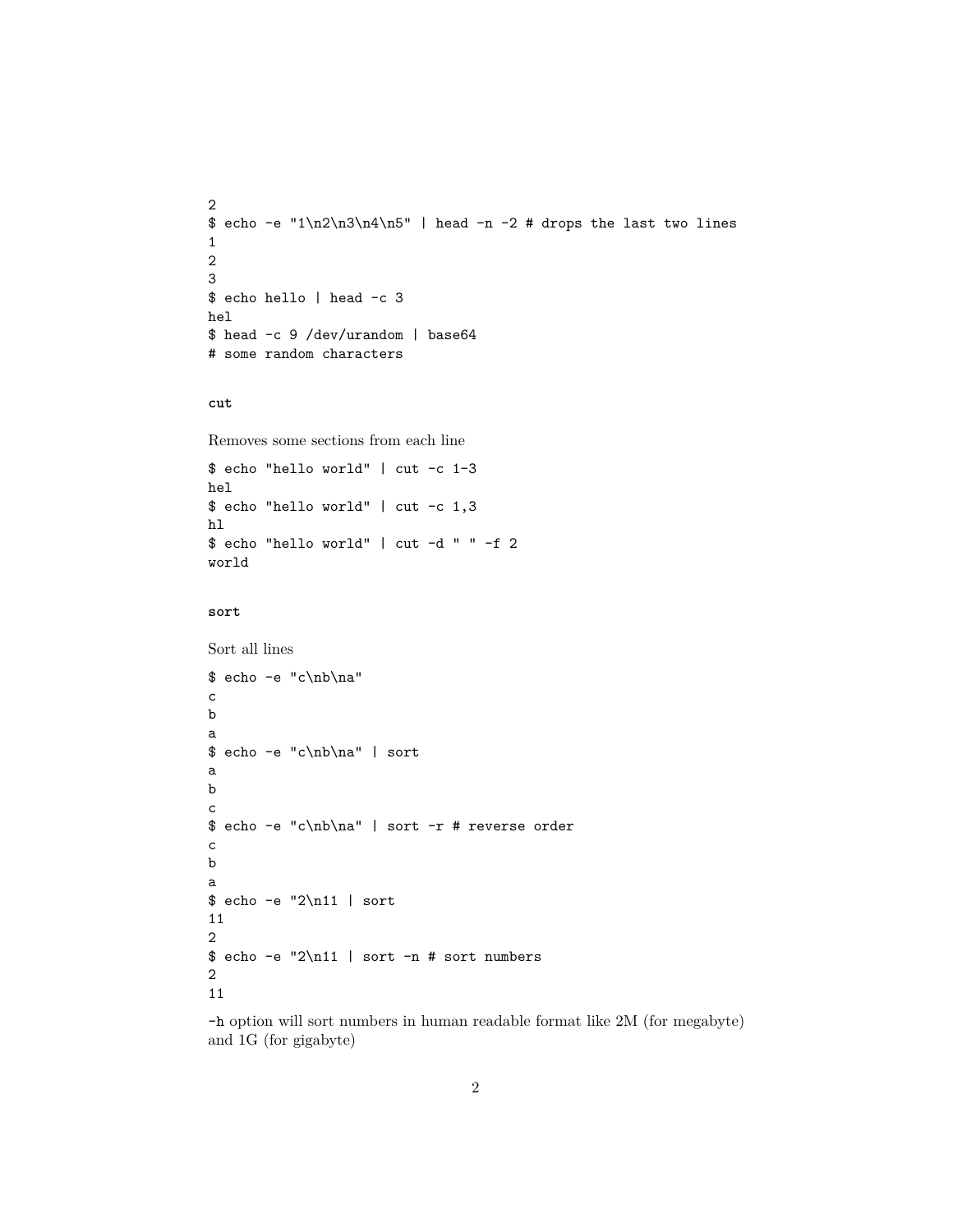```
2
$ echo -e "1\n2\n3\n4\n5" | head -n -2 # drops the last two lines
1
2
3
$ echo hello | head -c 3
hel
$ head -c 9 /dev/urandom | base64
# some random characters
```

### `cut`

Removes some sections from each line

```
$ echo "hello world" | cut -c 1-3
hel
$ echo "hello world" | cut -c 1,3
hl
$ echo "hello world" | cut -d " " -f 2
world
```

### `sort`

Sort all lines

```
$ echo -e "c\nb\na"
c
b
a
$ echo -e "c\nb\na" | sort
a
b
c
$ echo -e "c\nb\na" | sort -r # reverse order
c
b
a
$ echo -e "2\n11 | sort
11
2
$ echo -e "2\n11 | sort -n # sort numbers
2
11
```

`-h` option will sort numbers in human readable format like 2M (for megabyte) and 1G (for gigabyte)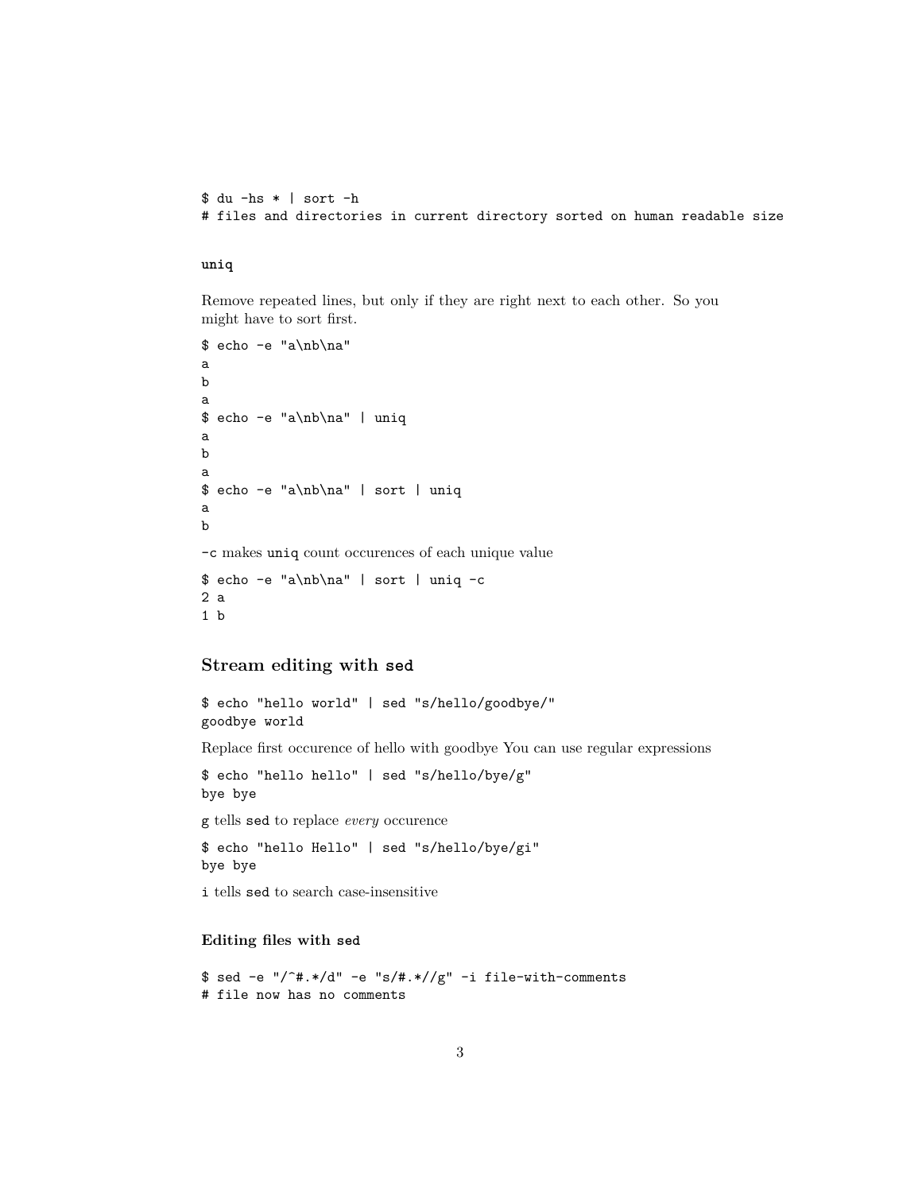```
$ du -hs * | sort -h
# files and directories in current directory sorted on human readable size
```

#### uniq

Remove repeated lines, but only if they are right next to each other. So you might have to sort first.

```
$ echo -e "a\nb\na"
a
b
a
$ echo -e "a\nb\na" | uniq
a
b
a
$ echo -e "a\nb\na" | sort | uniq
a
b
```

`-c` makes `uniq` count occurences of each unique value

```
$ echo -e "a\nb\na" | sort | uniq -c
2 a
1 b
```

## Stream editing with `sed`

```
$ echo "hello world" | sed "s/hello/goodbye/"
goodbye world
```

Replace first occurence of hello with goodbye You can use regular expressions

```
$ echo "hello hello" | sed "s/hello/bye/g"
bye bye
```

`g` tells `sed` to replace *every* occurence

```
$ echo "hello Hello" | sed "s/hello/bye/gi"
bye bye
```

`i` tells `sed` to search case-insensitive

#### Editing files with `sed`

```
$ sed -e "/^#.*/d" -e "s/#.*//g" -i file-with-comments
# file now has no comments
```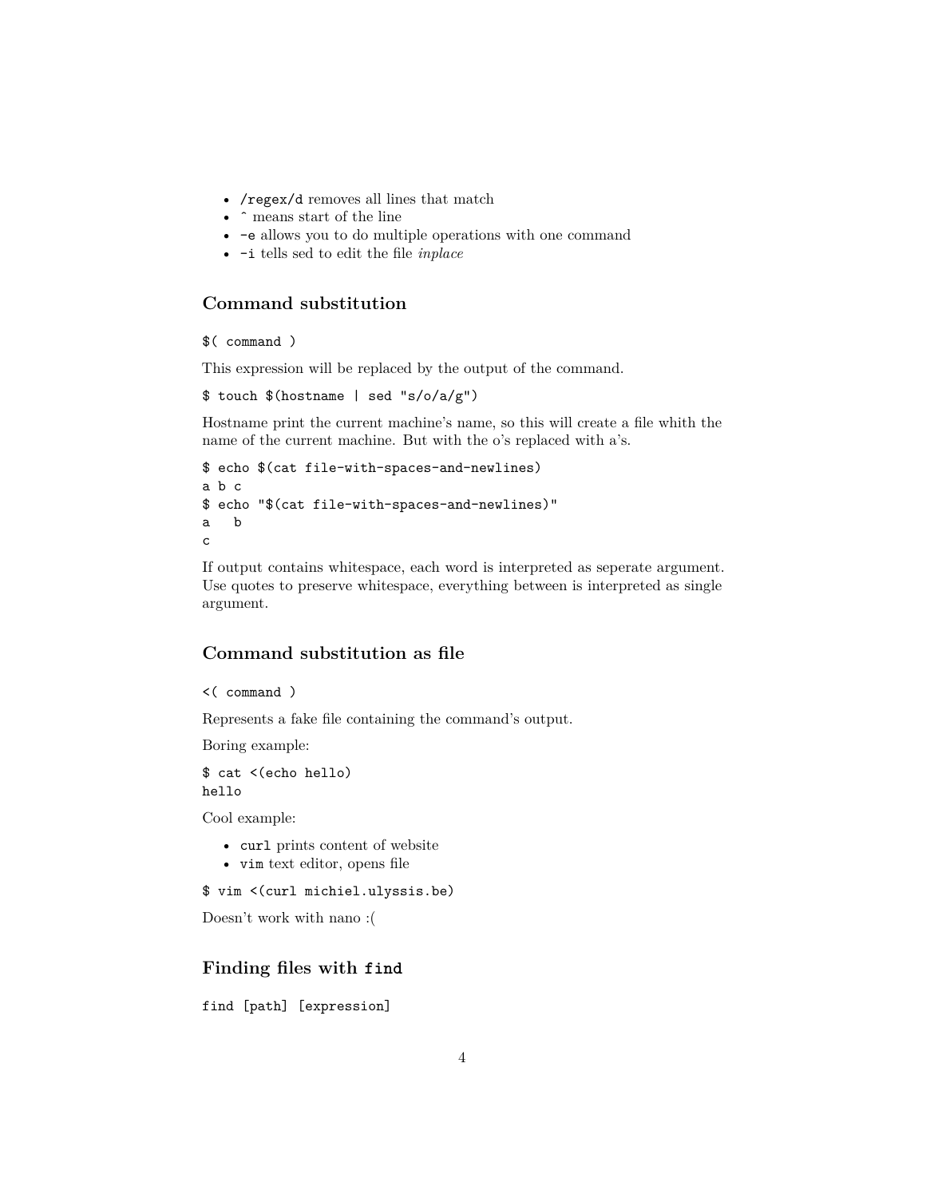- `/regex/d` removes all lines that match
- ˆ means start of the line
- `-e` allows you to do multiple operations with one command
- `-i` tells sed to edit the file *inplace*

## Command substitution

```
$( command )
```

This expression will be replaced by the output of the command.

```
$ touch $(hostname | sed "s/o/a/g")
```

Hostname print the current machine's name, so this will create a file whith the name of the current machine. But with the o's replaced with a's.

```
$ echo $(cat file-with-spaces-and-newlines)
a b c
$ echo "$(cat file-with-spaces-and-newlines)"
a   b
c
```

If output contains whitespace, each word is interpreted as seperate argument. Use quotes to preserve whitespace, everything between is interpreted as single argument.

## Command substitution as file

```
<( command )
```

Represents a fake file containing the command's output.

Boring example:

```
$ cat <(echo hello)
hello
```

Cool example:

- `curl` prints content of website
- `vim` text editor, opens file

```
$ vim <(curl michiel.ulyssis.be)
```

Doesn't work with nano :(

## Finding files with `find`

```
find [path] [expression]
```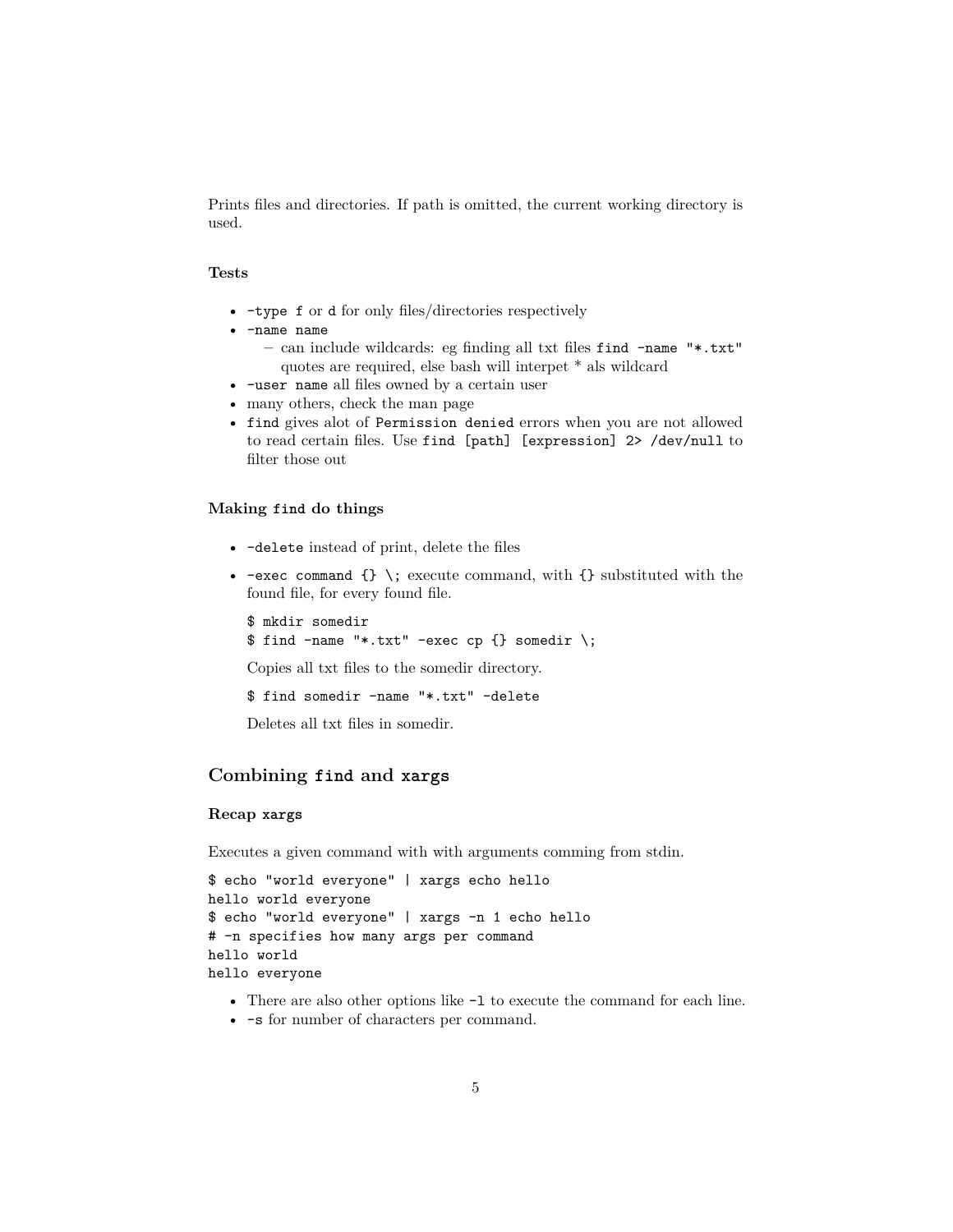Prints files and directories. If path is omitted, the current working directory is used.

#### Tests

- `-type f` or `d` for only files/directories respectively
- `-name name`
  - can include wildcards: eg finding all txt files `find -name "*.txt"` quotes are required, else bash will interpet * als wildcard
- `-user name` all files owned by a certain user
- many others, check the man page
- `find` gives alot of `Permission denied` errors when you are not allowed to read certain files. Use `find [path] [expression] 2> /dev/null` to filter those out

#### Making `find` do things

- `-delete` instead of print, delete the files
- `-exec command {} \;` execute command, with `{}` substituted with the found file, for every found file.

  ```
  $ mkdir somedir
  $ find -name "*.txt" -exec cp {} somedir \;
  ```

  Copies all txt files to the somedir directory.

  ```
  $ find somedir -name "*.txt" -delete
  ```

  Deletes all txt files in somedir.

### Combining `find` and `xargs`

#### Recap `xargs`

Executes a given command with with arguments comming from stdin.

```
$ echo "world everyone" | xargs echo hello
hello world everyone
$ echo "world everyone" | xargs -n 1 echo hello
# -n specifies how many args per command
hello world
hello everyone
```

- There are also other options like `-l` to execute the command for each line.
- `-s` for number of characters per command.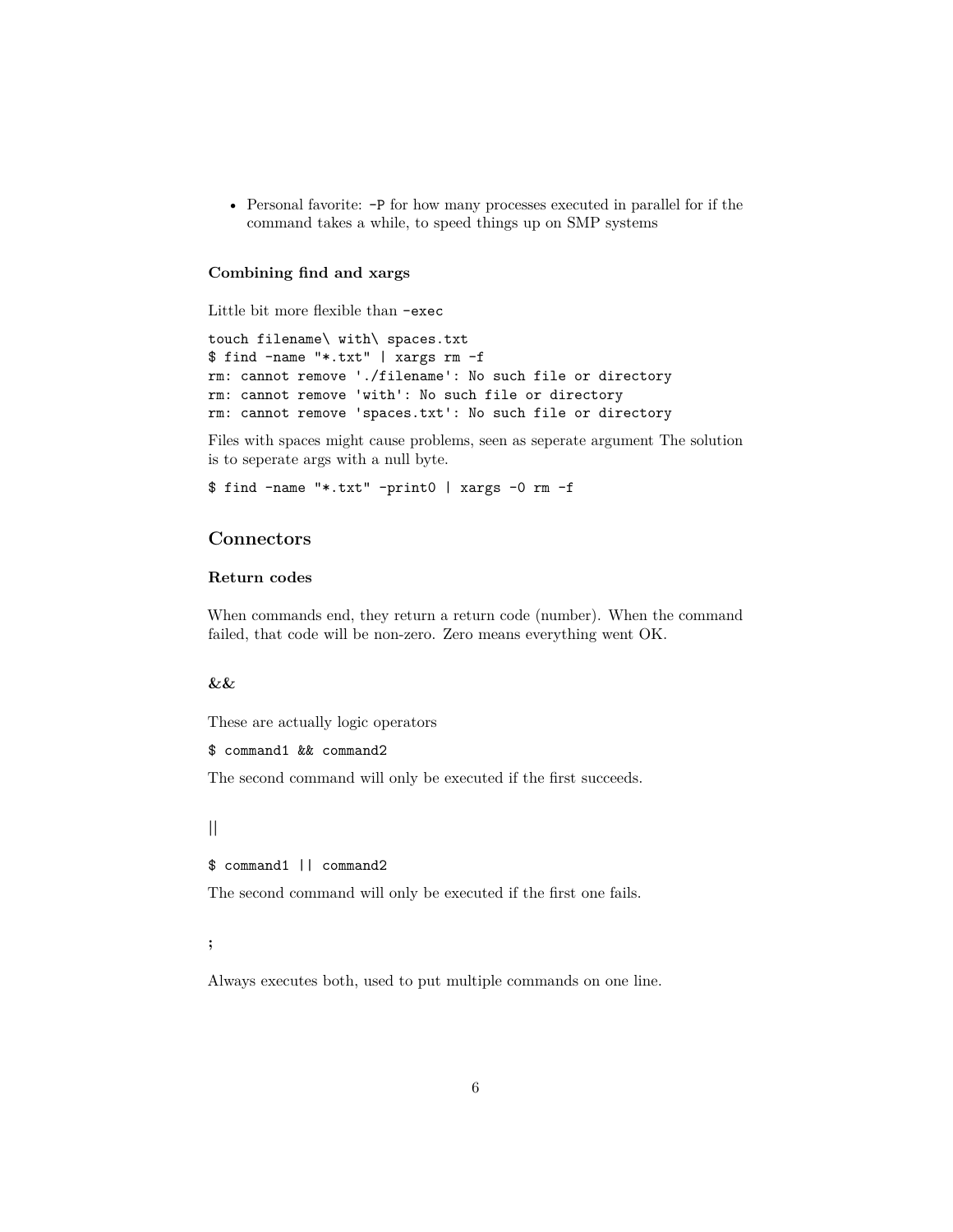- Personal favorite: `-P` for how many processes executed in parallel for if the command takes a while, to speed things up on SMP systems

#### Combining find and xargs

Little bit more flexible than `-exec`

```
touch filename\ with\ spaces.txt
$ find -name "*.txt" | xargs rm -f
rm: cannot remove './filename': No such file or directory
rm: cannot remove 'with': No such file or directory
rm: cannot remove 'spaces.txt': No such file or directory
```

Files with spaces might cause problems, seen as seperate argument The solution is to seperate args with a null byte.

```
$ find -name "*.txt" -print0 | xargs -0 rm -f
```

### Connectors

#### Return codes

When commands end, they return a return code (number). When the command failed, that code will be non-zero. Zero means everything went OK.

#### &&

These are actually logic operators

```
$ command1 && command2
```

The second command will only be executed if the first succeeds.

#### ||

```
$ command1 || command2
```

The second command will only be executed if the first one fails.

#### ;

Always executes both, used to put multiple commands on one line.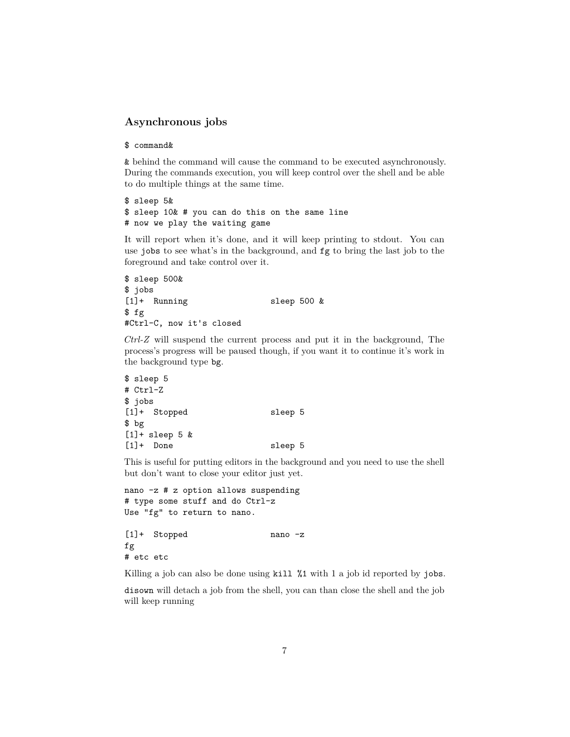## Asynchronous jobs

```
$ command&
```

`&` behind the command will cause the command to be executed asynchronously. During the commands execution, you will keep control over the shell and be able to do multiple things at the same time.

```
$ sleep 5&
$ sleep 10& # you can do this on the same line
# now we play the waiting game
```

It will report when it's done, and it will keep printing to stdout. You can use `jobs` to see what's in the background, and `fg` to bring the last job to the foreground and take control over it.

```
$ sleep 500&
$ jobs
[1]+  Running                 sleep 500 &
$ fg
#Ctrl-C, now it's closed
```

*Ctrl-Z* will suspend the current process and put it in the background, The process's progress will be paused though, if you want it to continue it's work in the background type `bg`.

```
$ sleep 5
# Ctrl-Z
$ jobs
[1]+  Stopped                 sleep 5
$ bg
[1]+ sleep 5 &
[1]+  Done                    sleep 5
```

This is useful for putting editors in the background and you need to use the shell but don't want to close your editor just yet.

```
nano -z # z option allows suspending
# type some stuff and do Ctrl-z
Use "fg" to return to nano.

[1]+  Stopped                 nano -z
fg
# etc etc
```

Killing a job can also be done using `kill %1` with 1 a job id reported by `jobs`.

`disown` will detach a job from the shell, you can than close the shell and the job will keep running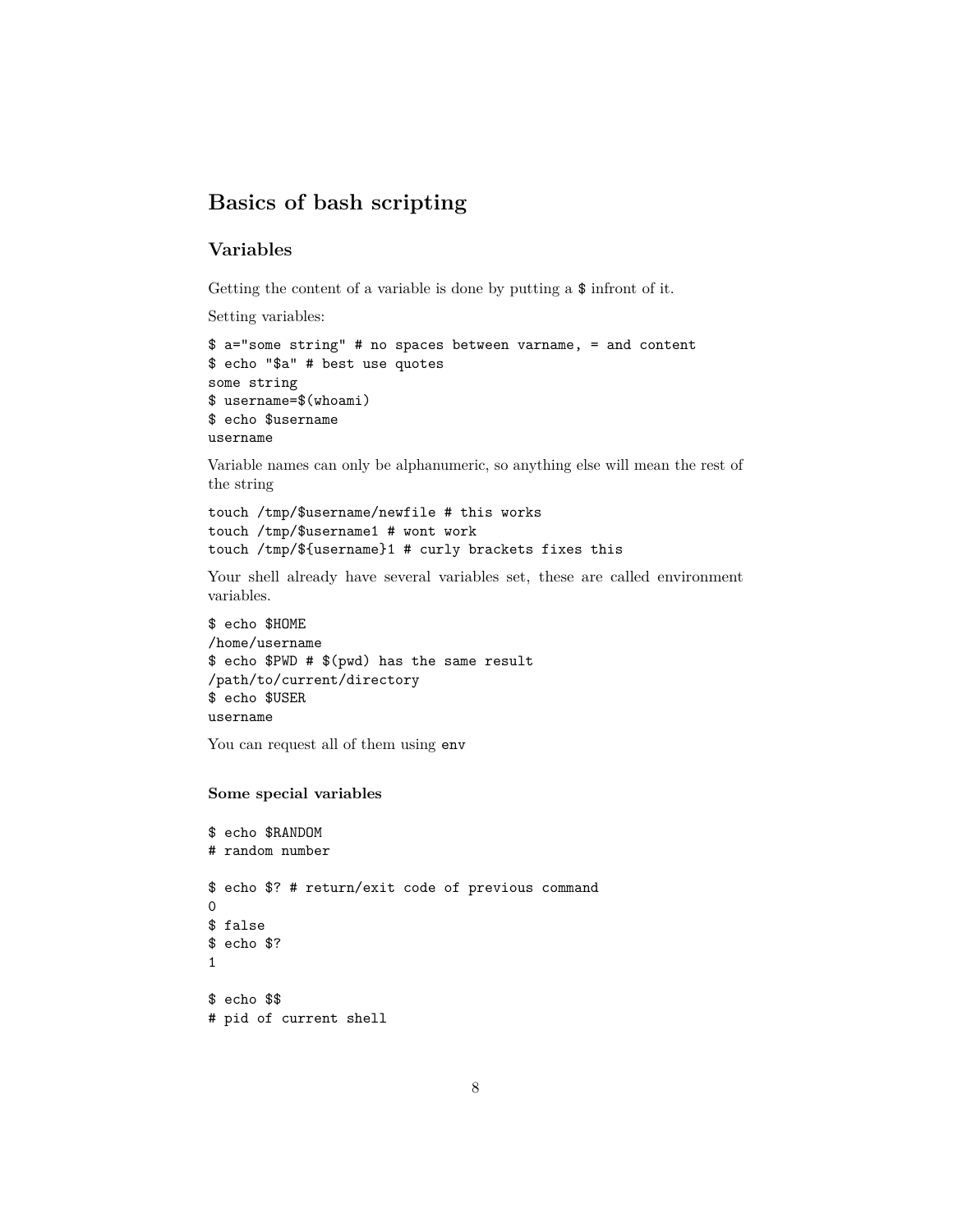## Basics of bash scripting

### Variables

Getting the content of a variable is done by putting a `$` infront of it.

Setting variables:

```
$ a="some string" # no spaces between varname, = and content
$ echo "$a" # best use quotes
some string
$ username=$(whoami)
$ echo $username
username
```

Variable names can only be alphanumeric, so anything else will mean the rest of the string

```
touch /tmp/$username/newfile # this works
touch /tmp/$username1 # wont work
touch /tmp/${username}1 # curly brackets fixes this
```

Your shell already have several variables set, these are called environment variables.

```
$ echo $HOME
/home/username
$ echo $PWD # $(pwd) has the same result
/path/to/current/directory
$ echo $USER
username
```

You can request all of them using `env`

#### Some special variables

```
$ echo $RANDOM
# random number

$ echo $? # return/exit code of previous command
0
$ false
$ echo $?
1

$ echo $$
# pid of current shell
```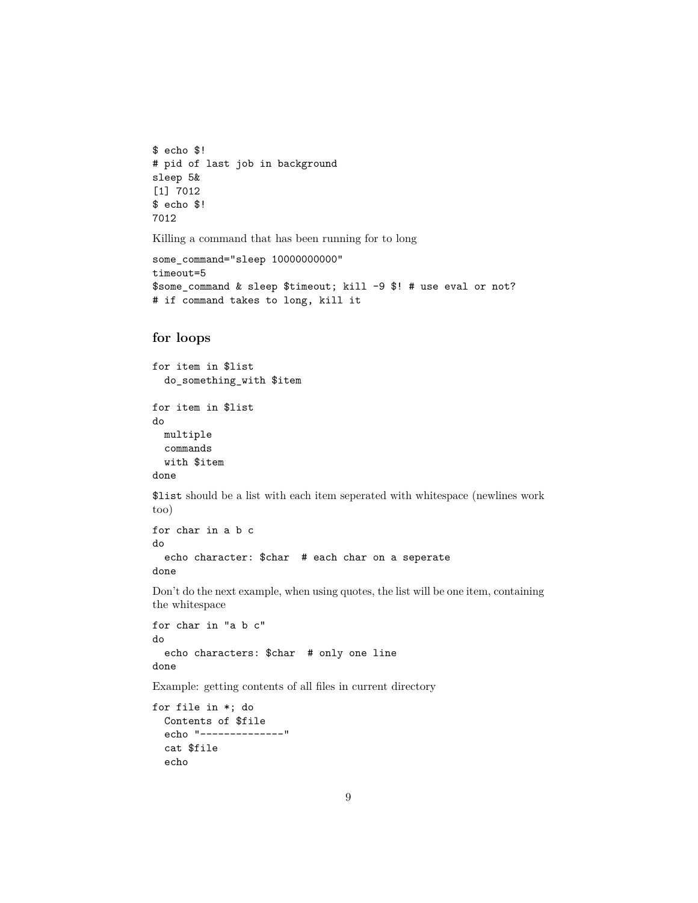```
$ echo $!
# pid of last job in background
sleep 5&
[1] 7012
$ echo $!
7012
```

Killing a command that has been running for to long

```
some_command="sleep 10000000000"
timeout=5
$some_command & sleep $timeout; kill -9 $! # use eval or not?
# if command takes to long, kill it
```

### for loops

```
for item in $list
  do_something_with $item

for item in $list
do
  multiple
  commands
  with $item
done
```

`$list` should be a list with each item seperated with whitespace (newlines work too)

```
for char in a b c
do
  echo character: $char  # each char on a seperate
done
```

Don't do the next example, when using quotes, the list will be one item, containing the whitespace

```
for char in "a b c"
do
  echo characters: $char  # only one line
done
```

Example: getting contents of all files in current directory

```
for file in *; do
  Contents of $file
  echo "-------------"
  cat $file
  echo
```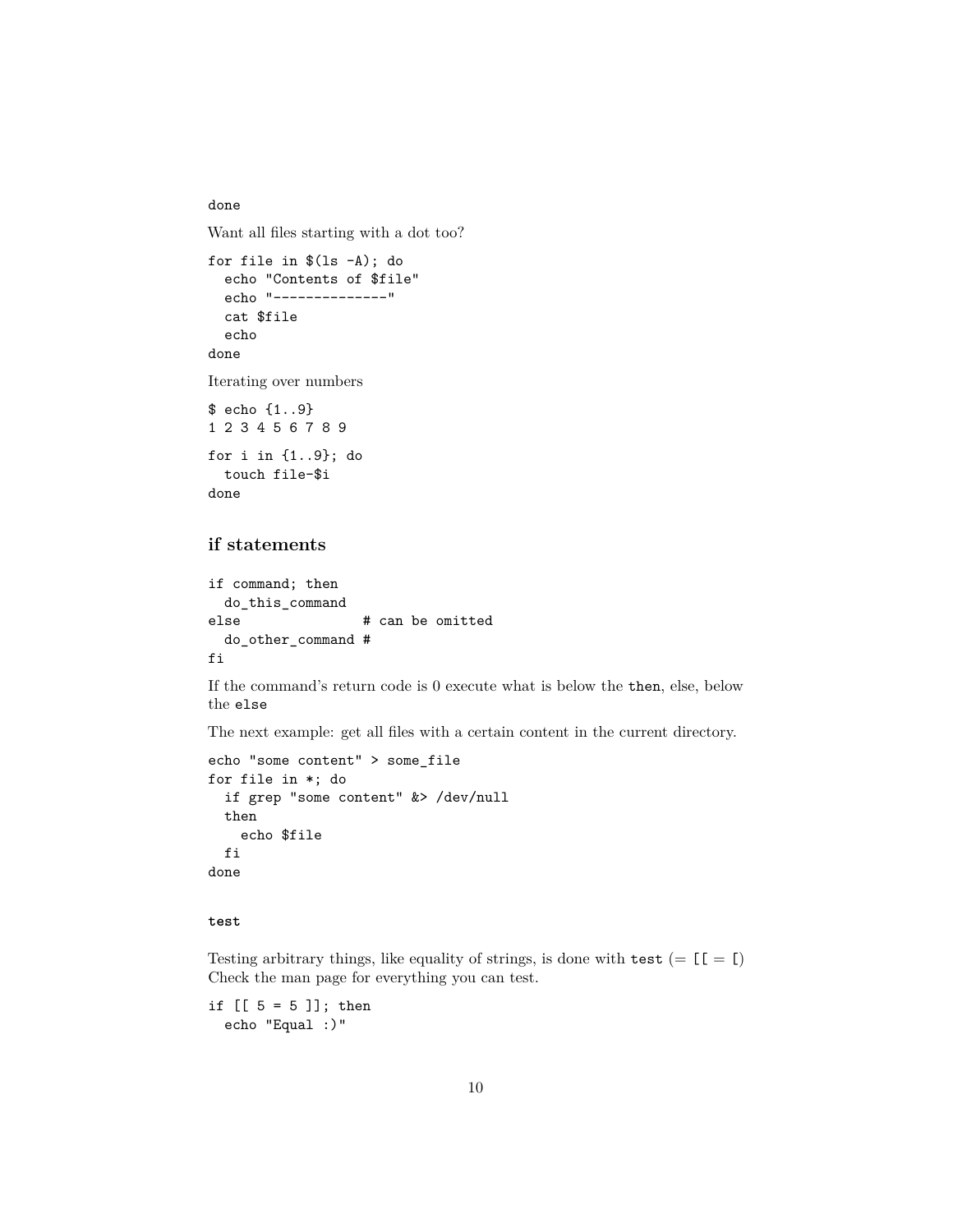```
done
```

Want all files starting with a dot too?

```
for file in $(ls -A); do
  echo "Contents of $file"
  echo "--------------"
  cat $file
  echo
done
```

Iterating over numbers

```
$ echo {1..9}
1 2 3 4 5 6 7 8 9
```

```
for i in {1..9}; do
  touch file-$i
done
```

### if statements

```
if command; then
  do_this_command
else               # can be omitted
  do_other_command #
fi
```

If the command's return code is 0 execute what is below the `then`, else, below the `else`

The next example: get all files with a certain content in the current directory.

```
echo "some content" > some_file
for file in *; do
  if grep "some content" &> /dev/null
  then
    echo $file
  fi
done
```

#### test

Testing arbitrary things, like equality of strings, is done with `test` (= `[[` = `[`) Check the man page for everything you can test.

```
if [[ 5 = 5 ]]; then
  echo "Equal :)"
```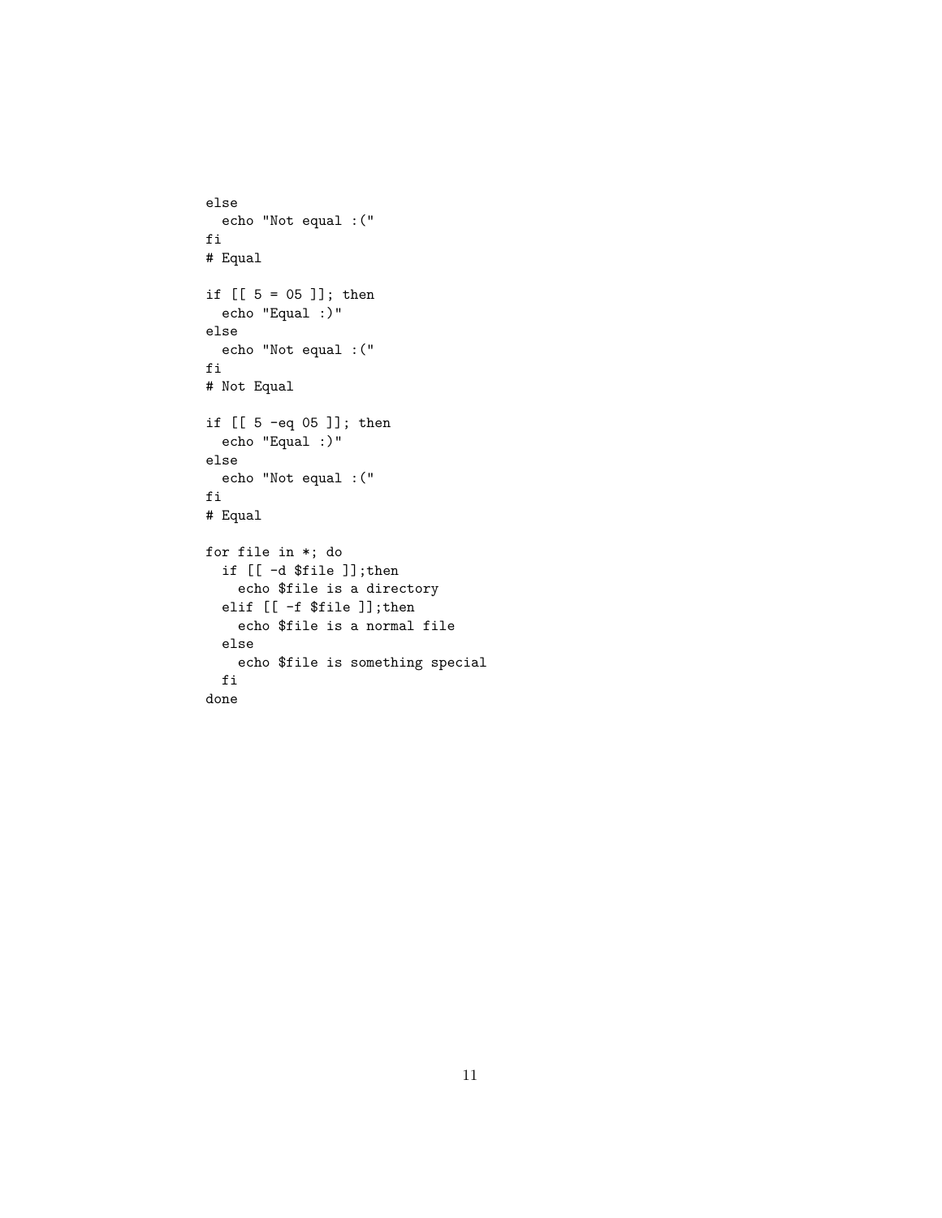```
else
  echo "Not equal :("
fi
# Equal

if [[ 5 = 05 ]]; then
  echo "Equal :)"
else
  echo "Not equal :("
fi
# Not Equal

if [[ 5 -eq 05 ]]; then
  echo "Equal :)"
else
  echo "Not equal :("
fi
# Equal

for file in *; do
  if [[ -d $file ]];then
    echo $file is a directory
  elif [[ -f $file ]];then
    echo $file is a normal file
  else
    echo $file is something special
  fi
done
```